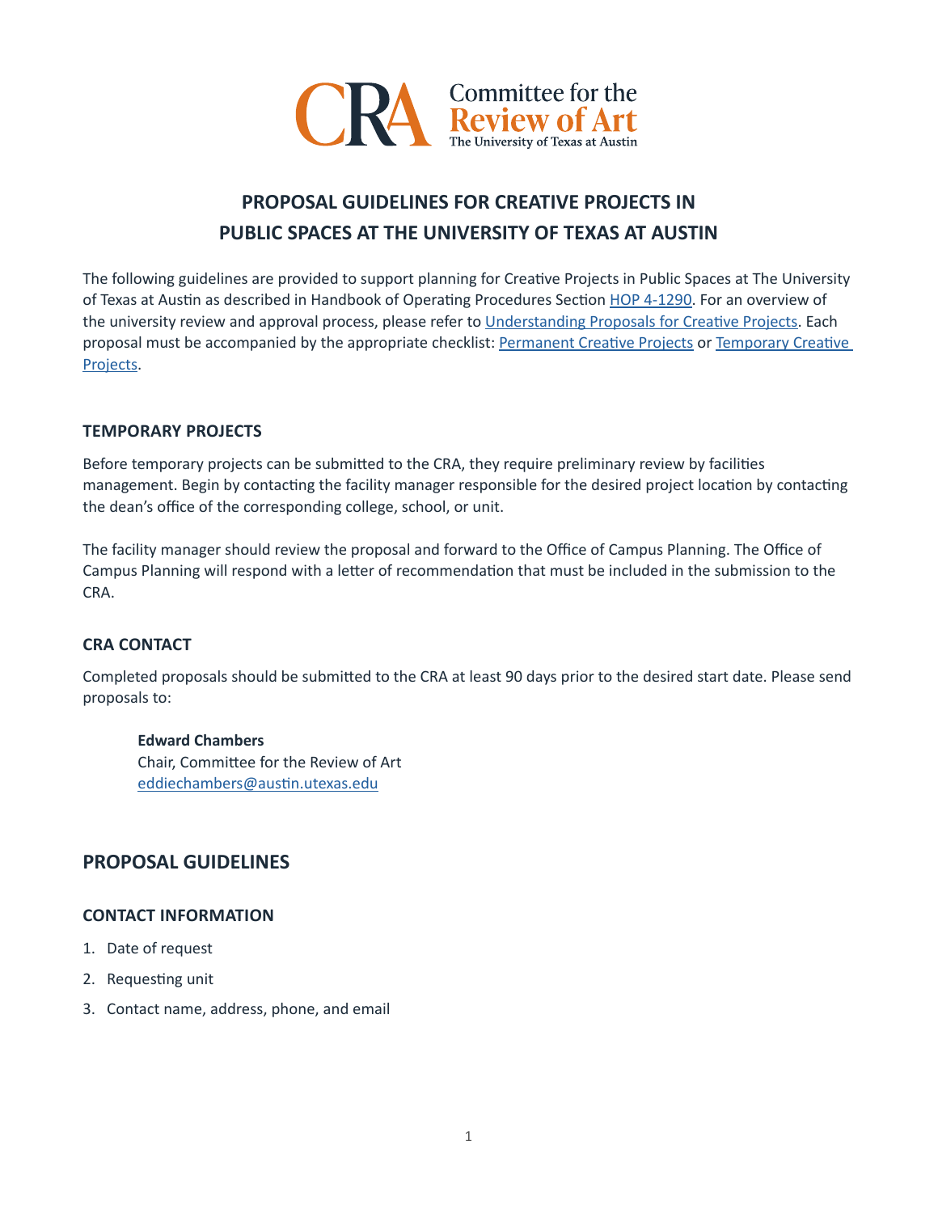Committee for the Review of Art
The University of Texas at Austin

# PROPOSAL GUIDELINES FOR CREATIVE PROJECTS IN PUBLIC SPACES AT THE UNIVERSITY OF TEXAS AT AUSTIN

The following guidelines are provided to support planning for Creative Projects in Public Spaces at The University of Texas at Austin as described in Handbook of Operating Procedures Section HOP 4-1290. For an overview of the university review and approval process, please refer to Understanding Proposals for Creative Projects. Each proposal must be accompanied by the appropriate checklist: Permanent Creative Projects or Temporary Creative Projects.

### TEMPORARY PROJECTS

Before temporary projects can be submitted to the CRA, they require preliminary review by facilities management. Begin by contacting the facility manager responsible for the desired project location by contacting the dean's office of the corresponding college, school, or unit.

The facility manager should review the proposal and forward to the Office of Campus Planning. The Office of Campus Planning will respond with a letter of recommendation that must be included in the submission to the CRA.

### CRA CONTACT

Completed proposals should be submitted to the CRA at least 90 days prior to the desired start date. Please send proposals to:

**Edward Chambers**
Chair, Committee for the Review of Art
eddiechambers@austin.utexas.edu

## PROPOSAL GUIDELINES

### CONTACT INFORMATION

1. Date of request
2. Requesting unit
3. Contact name, address, phone, and email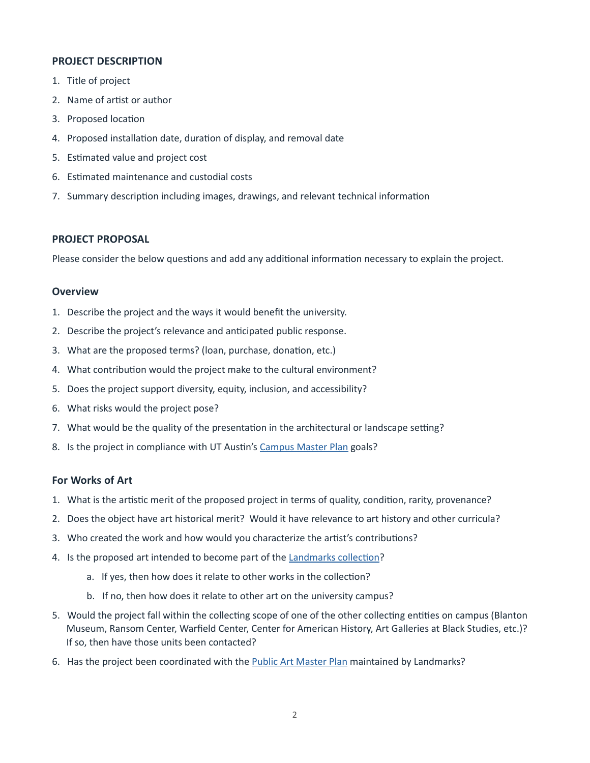### PROJECT DESCRIPTION

1. Title of project
2. Name of artist or author
3. Proposed location
4. Proposed installation date, duration of display, and removal date
5. Estimated value and project cost
6. Estimated maintenance and custodial costs
7. Summary description including images, drawings, and relevant technical information

### PROJECT PROPOSAL

Please consider the below questions and add any additional information necessary to explain the project.

#### Overview

1. Describe the project and the ways it would benefit the university.
2. Describe the project's relevance and anticipated public response.
3. What are the proposed terms? (loan, purchase, donation, etc.)
4. What contribution would the project make to the cultural environment?
5. Does the project support diversity, equity, inclusion, and accessibility?
6. What risks would the project pose?
7. What would be the quality of the presentation in the architectural or landscape setting?
8. Is the project in compliance with UT Austin's Campus Master Plan goals?

#### For Works of Art

1. What is the artistic merit of the proposed project in terms of quality, condition, rarity, provenance?
2. Does the object have art historical merit? Would it have relevance to art history and other curricula?
3. Who created the work and how would you characterize the artist's contributions?
4. Is the proposed art intended to become part of the Landmarks collection?
   a. If yes, then how does it relate to other works in the collection?
   b. If no, then how does it relate to other art on the university campus?
5. Would the project fall within the collecting scope of one of the other collecting entities on campus (Blanton Museum, Ransom Center, Warfield Center, Center for American History, Art Galleries at Black Studies, etc.)? If so, then have those units been contacted?
6. Has the project been coordinated with the Public Art Master Plan maintained by Landmarks?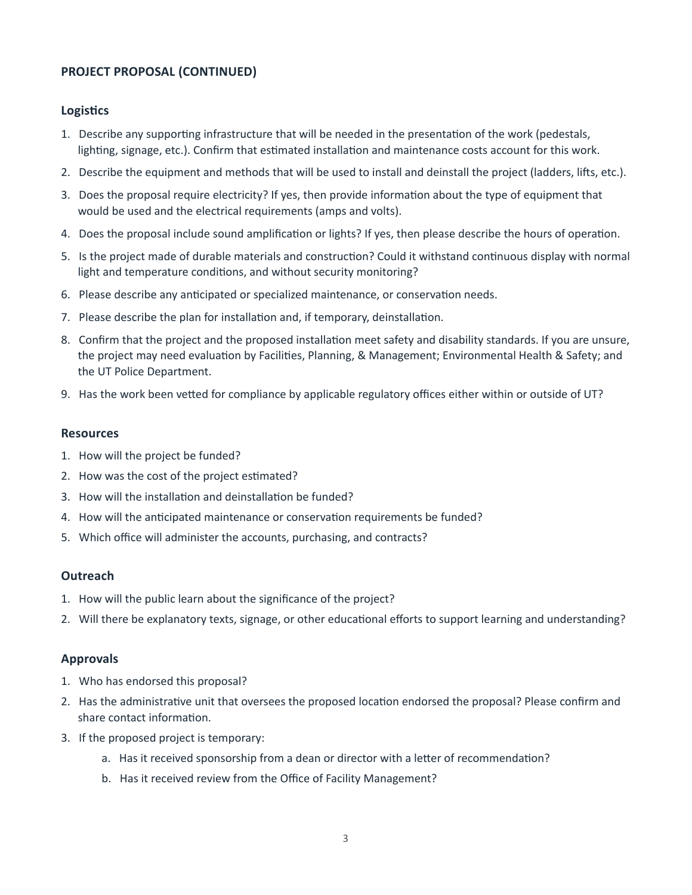## PROJECT PROPOSAL (CONTINUED)

### Logistics

1. Describe any supporting infrastructure that will be needed in the presentation of the work (pedestals, lighting, signage, etc.). Confirm that estimated installation and maintenance costs account for this work.
2. Describe the equipment and methods that will be used to install and deinstall the project (ladders, lifts, etc.).
3. Does the proposal require electricity? If yes, then provide information about the type of equipment that would be used and the electrical requirements (amps and volts).
4. Does the proposal include sound amplification or lights? If yes, then please describe the hours of operation.
5. Is the project made of durable materials and construction? Could it withstand continuous display with normal light and temperature conditions, and without security monitoring?
6. Please describe any anticipated or specialized maintenance, or conservation needs.
7. Please describe the plan for installation and, if temporary, deinstallation.
8. Confirm that the project and the proposed installation meet safety and disability standards. If you are unsure, the project may need evaluation by Facilities, Planning, & Management; Environmental Health & Safety; and the UT Police Department.
9. Has the work been vetted for compliance by applicable regulatory offices either within or outside of UT?

### Resources

1. How will the project be funded?
2. How was the cost of the project estimated?
3. How will the installation and deinstallation be funded?
4. How will the anticipated maintenance or conservation requirements be funded?
5. Which office will administer the accounts, purchasing, and contracts?

### Outreach

1. How will the public learn about the significance of the project?
2. Will there be explanatory texts, signage, or other educational efforts to support learning and understanding?

### Approvals

1. Who has endorsed this proposal?
2. Has the administrative unit that oversees the proposed location endorsed the proposal? Please confirm and share contact information.
3. If the proposed project is temporary:
   a. Has it received sponsorship from a dean or director with a letter of recommendation?
   b. Has it received review from the Office of Facility Management?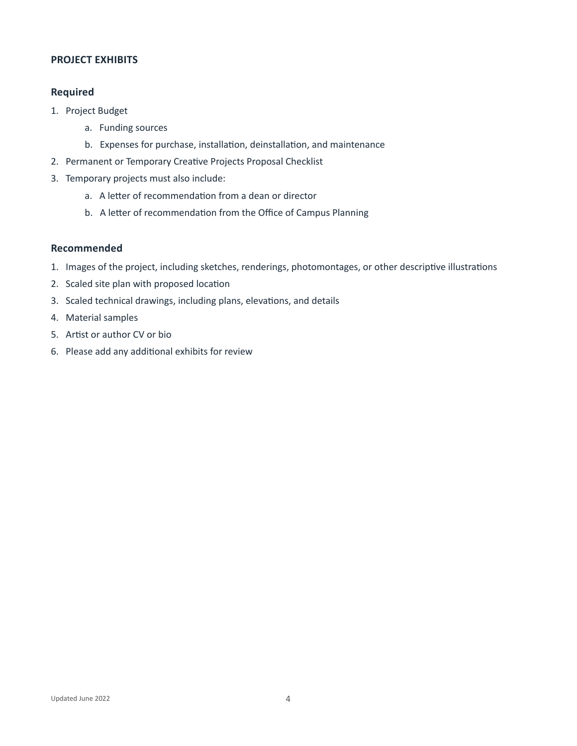## PROJECT EXHIBITS

### Required

1. Project Budget
    a. Funding sources
    b. Expenses for purchase, installation, deinstallation, and maintenance
2. Permanent or Temporary Creative Projects Proposal Checklist
3. Temporary projects must also include:
    a. A letter of recommendation from a dean or director
    b. A letter of recommendation from the Office of Campus Planning

### Recommended

1. Images of the project, including sketches, renderings, photomontages, or other descriptive illustrations
2. Scaled site plan with proposed location
3. Scaled technical drawings, including plans, elevations, and details
4. Material samples
5. Artist or author CV or bio
6. Please add any additional exhibits for review

Updated June 2022